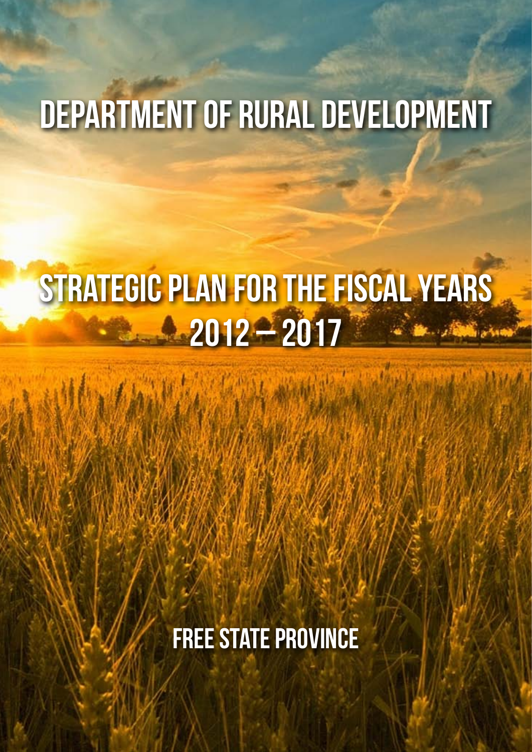# DEPARTMENT OF RURAL DEVELOPMENT

# STRATEGIC PLAN FOR THE FISCAL YEARS 2012 – 2017

## FREE STATE PROVINCE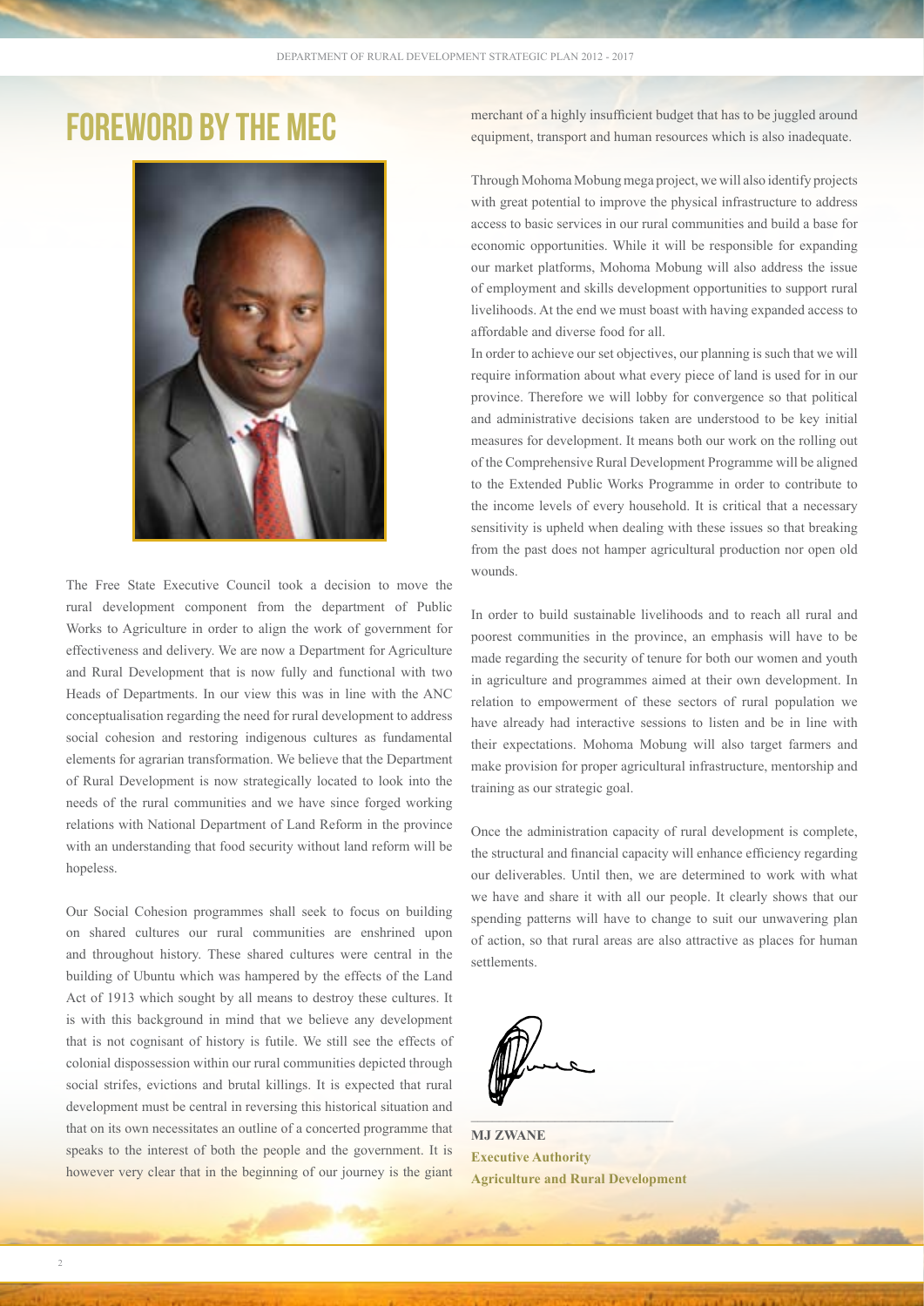# FOREWORD BY THE MEC

The Free State Executive Council took a decision to move the rural development component from the department of Public Works to Agriculture in order to align the work of government for effectiveness and delivery. We are now a Department for Agriculture and Rural Development that is now fully and functional with two Heads of Departments. In our view this was in line with the ANC conceptualisation regarding the need for rural development to address social cohesion and restoring indigenous cultures as fundamental elements for agrarian transformation. We believe that the Department of Rural Development is now strategically located to look into the needs of the rural communities and we have since forged working relations with National Department of Land Reform in the province with an understanding that food security without land reform will be hopeless.

Our Social Cohesion programmes shall seek to focus on building on shared cultures our rural communities are enshrined upon and throughout history. These shared cultures were central in the building of Ubuntu which was hampered by the effects of the Land Act of 1913 which sought by all means to destroy these cultures. It is with this background in mind that we believe any development that is not cognisant of history is futile. We still see the effects of colonial dispossession within our rural communities depicted through social strifes, evictions and brutal killings. It is expected that rural development must be central in reversing this historical situation and that on its own necessitates an outline of a concerted programme that speaks to the interest of both the people and the government. It is however very clear that in the beginning of our journey is the giant merchant of a highly insufficient budget that has to be juggled around equipment, transport and human resources which is also inadequate.

Through Mohoma Mobung mega project, we will also identify projects with great potential to improve the physical infrastructure to address access to basic services in our rural communities and build a base for economic opportunities. While it will be responsible for expanding our market platforms, Mohoma Mobung will also address the issue of employment and skills development opportunities to support rural livelihoods. At the end we must boast with having expanded access to affordable and diverse food for all.

In order to achieve our set objectives, our planning is such that we will require information about what every piece of land is used for in our province. Therefore we will lobby for convergence so that political and administrative decisions taken are understood to be key initial measures for development. It means both our work on the rolling out of the Comprehensive Rural Development Programme will be aligned to the Extended Public Works Programme in order to contribute to the income levels of every household. It is critical that a necessary sensitivity is upheld when dealing with these issues so that breaking from the past does not hamper agricultural production nor open old wounds.

In order to build sustainable livelihoods and to reach all rural and poorest communities in the province, an emphasis will have to be made regarding the security of tenure for both our women and youth in agriculture and programmes aimed at their own development. In relation to empowerment of these sectors of rural population we have already had interactive sessions to listen and be in line with their expectations. Mohoma Mobung will also target farmers and make provision for proper agricultural infrastructure, mentorship and training as our strategic goal.

Once the administration capacity of rural development is complete, the structural and financial capacity will enhance efficiency regarding our deliverables. Until then, we are determined to work with what we have and share it with all our people. It clearly shows that our spending patterns will have to change to suit our unwavering plan of action, so that rural areas are also attractive as places for human settlements.

**MJ ZWANE**
**Executive Authority**
**Agriculture and Rural Development**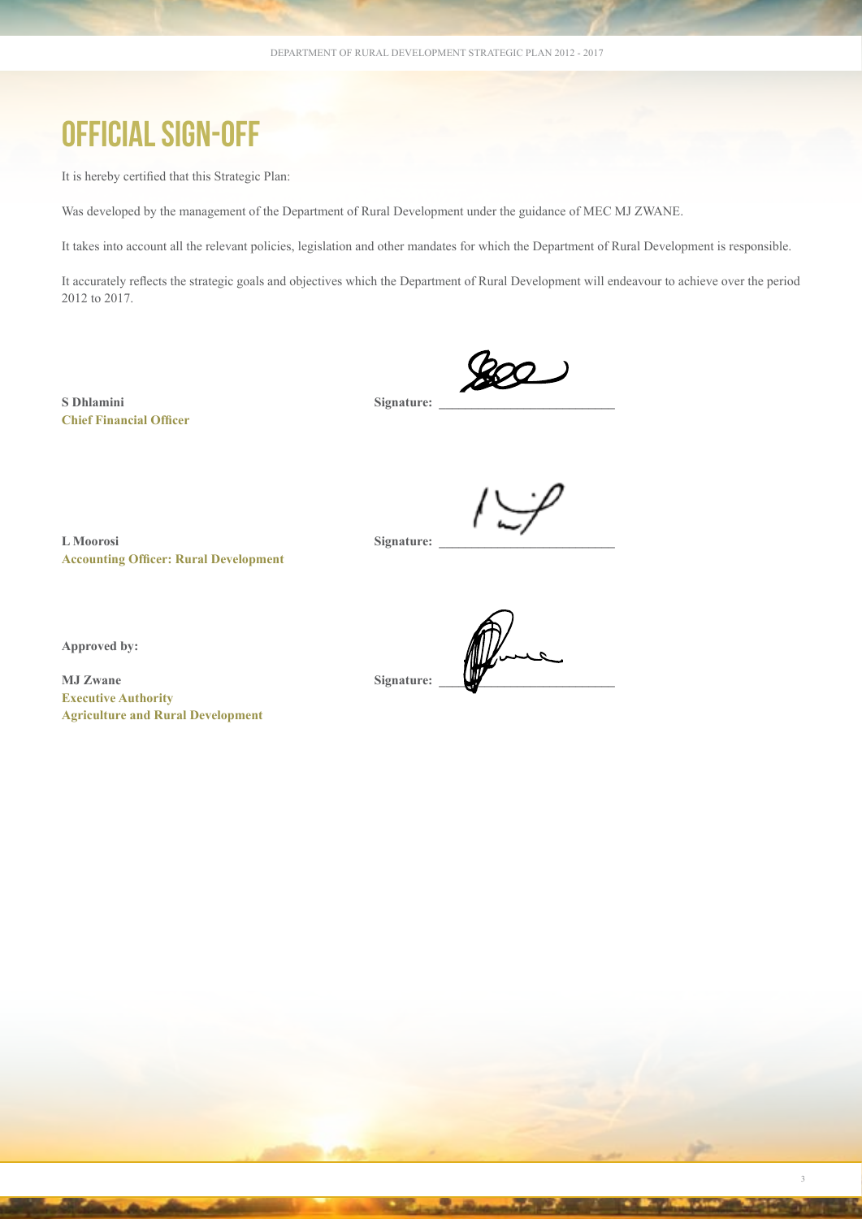# OFFICIAL SIGN-OFF

It is hereby certified that this Strategic Plan:

Was developed by the management of the Department of Rural Development under the guidance of MEC MJ ZWANE.

It takes into account all the relevant policies, legislation and other mandates for which the Department of Rural Development is responsible.

It accurately reflects the strategic goals and objectives which the Department of Rural Development will endeavour to achieve over the period 2012 to 2017.

**S Dhlamini**
**Chief Financial Officer**

**Signature:** ___________________________

**L Moorosi**
**Accounting Officer: Rural Development**

**Signature:** ___________________________

**Approved by:**

**MJ Zwane**
**Executive Authority**
**Agriculture and Rural Development**

**Signature:** ___________________________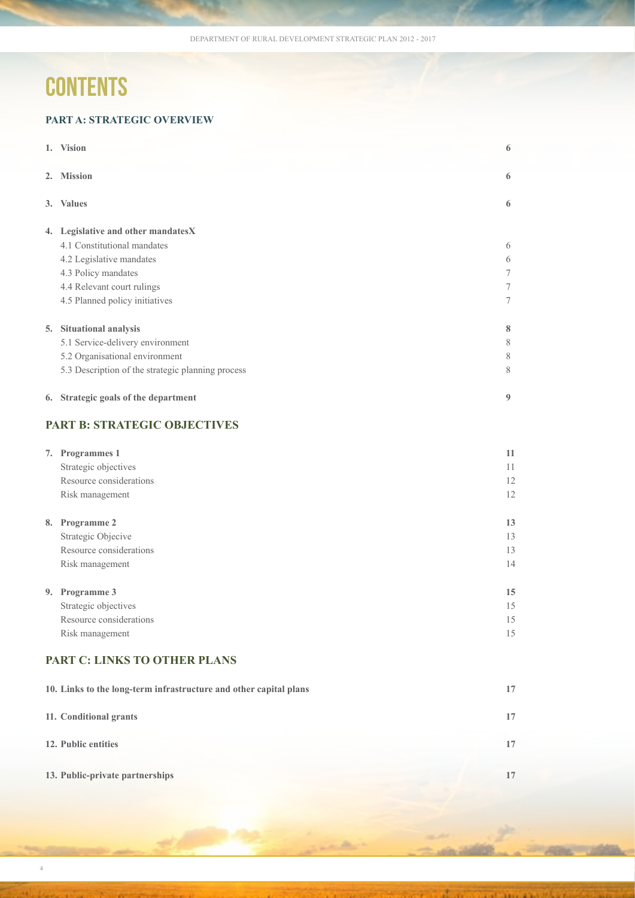# CONTENTS

## PART A: STRATEGIC OVERVIEW

| | |
|---|---|
| **1. Vision** | **6** |
| **2. Mission** | **6** |
| **3. Values** | **6** |
| **4. Legislative and other mandatesX** | |
| 4.1 Constitutional mandates | 6 |
| 4.2 Legislative mandates | 6 |
| 4.3 Policy mandates | 7 |
| 4.4 Relevant court rulings | 7 |
| 4.5 Planned policy initiatives | 7 |
| **5. Situational analysis** | **8** |
| 5.1 Service-delivery environment | 8 |
| 5.2 Organisational environment | 8 |
| 5.3 Description of the strategic planning process | 8 |
| **6. Strategic goals of the department** | **9** |

## PART B: STRATEGIC OBJECTIVES

| | |
|---|---|
| **7. Programmes 1** | **11** |
| Strategic objectives | 11 |
| Resource considerations | 12 |
| Risk management | 12 |
| **8. Programme 2** | **13** |
| Strategic Objecive | 13 |
| Resource considerations | 13 |
| Risk management | 14 |
| **9. Programme 3** | **15** |
| Strategic objectives | 15 |
| Resource considerations | 15 |
| Risk management | 15 |

## PART C: LINKS TO OTHER PLANS

| | |
|---|---|
| **10. Links to the long-term infrastructure and other capital plans** | **17** |
| **11. Conditional grants** | **17** |
| **12. Public entities** | **17** |
| **13. Public-private partnerships** | **17** |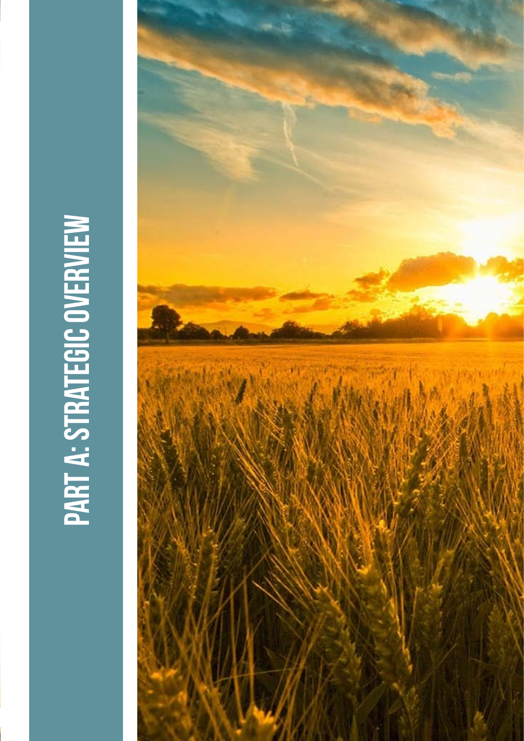# PART A: STRATEGIC OVERVIEW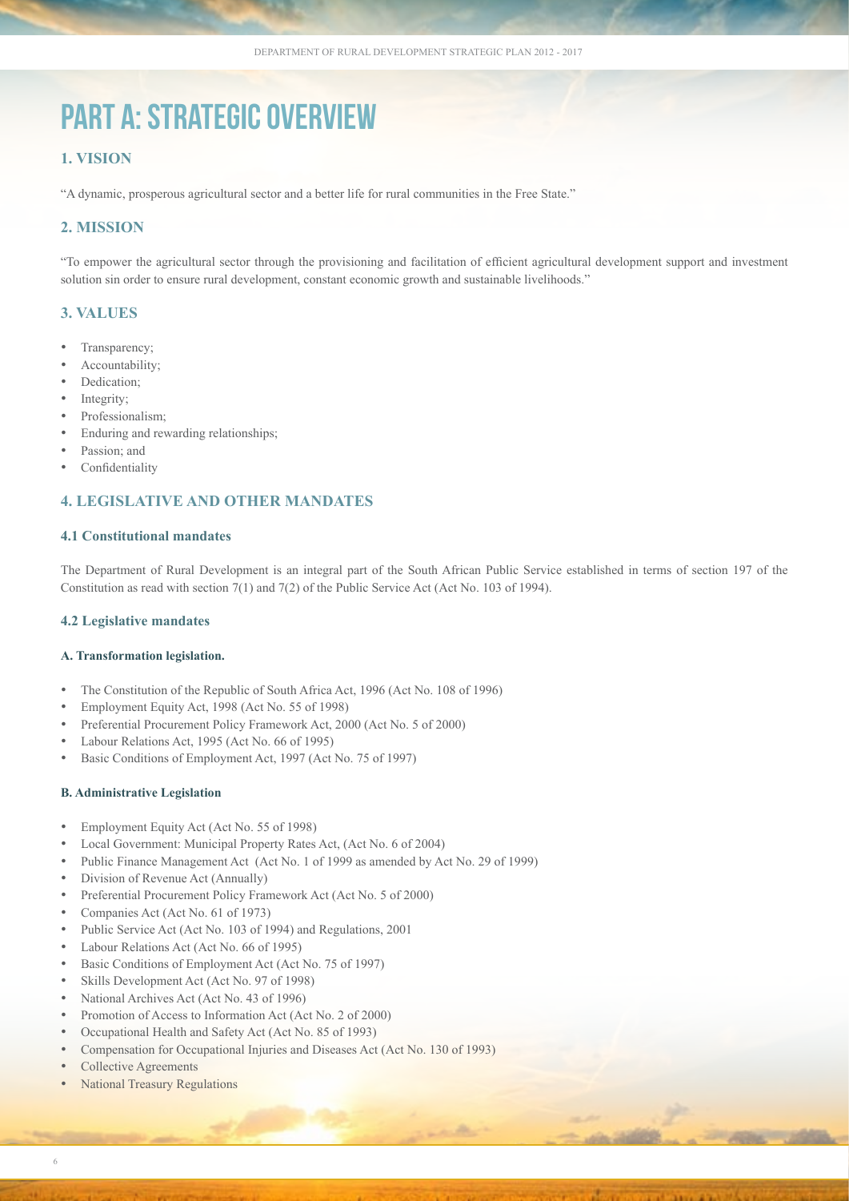# PART A: STRATEGIC OVERVIEW

## 1. VISION

"A dynamic, prosperous agricultural sector and a better life for rural communities in the Free State."

## 2. MISSION

"To empower the agricultural sector through the provisioning and facilitation of efficient agricultural development support and investment solution sin order to ensure rural development, constant economic growth and sustainable livelihoods."

## 3. VALUES

- Transparency;
- Accountability;
- Dedication;
- Integrity;
- Professionalism;
- Enduring and rewarding relationships;
- Passion; and
- Confidentiality

## 4. LEGISLATIVE AND OTHER MANDATES

### 4.1 Constitutional mandates

The Department of Rural Development is an integral part of the South African Public Service established in terms of section 197 of the Constitution as read with section 7(1) and 7(2) of the Public Service Act (Act No. 103 of 1994).

### 4.2 Legislative mandates

#### A. Transformation legislation.

- The Constitution of the Republic of South Africa Act, 1996 (Act No. 108 of 1996)
- Employment Equity Act, 1998 (Act No. 55 of 1998)
- Preferential Procurement Policy Framework Act, 2000 (Act No. 5 of 2000)
- Labour Relations Act, 1995 (Act No. 66 of 1995)
- Basic Conditions of Employment Act, 1997 (Act No. 75 of 1997)

#### B. Administrative Legislation

- Employment Equity Act (Act No. 55 of 1998)
- Local Government: Municipal Property Rates Act, (Act No. 6 of 2004)
- Public Finance Management Act (Act No. 1 of 1999 as amended by Act No. 29 of 1999)
- Division of Revenue Act (Annually)
- Preferential Procurement Policy Framework Act (Act No. 5 of 2000)
- Companies Act (Act No. 61 of 1973)
- Public Service Act (Act No. 103 of 1994) and Regulations, 2001
- Labour Relations Act (Act No. 66 of 1995)
- Basic Conditions of Employment Act (Act No. 75 of 1997)
- Skills Development Act (Act No. 97 of 1998)
- National Archives Act (Act No. 43 of 1996)
- Promotion of Access to Information Act (Act No. 2 of 2000)
- Occupational Health and Safety Act (Act No. 85 of 1993)
- Compensation for Occupational Injuries and Diseases Act (Act No. 130 of 1993)
- Collective Agreements
- National Treasury Regulations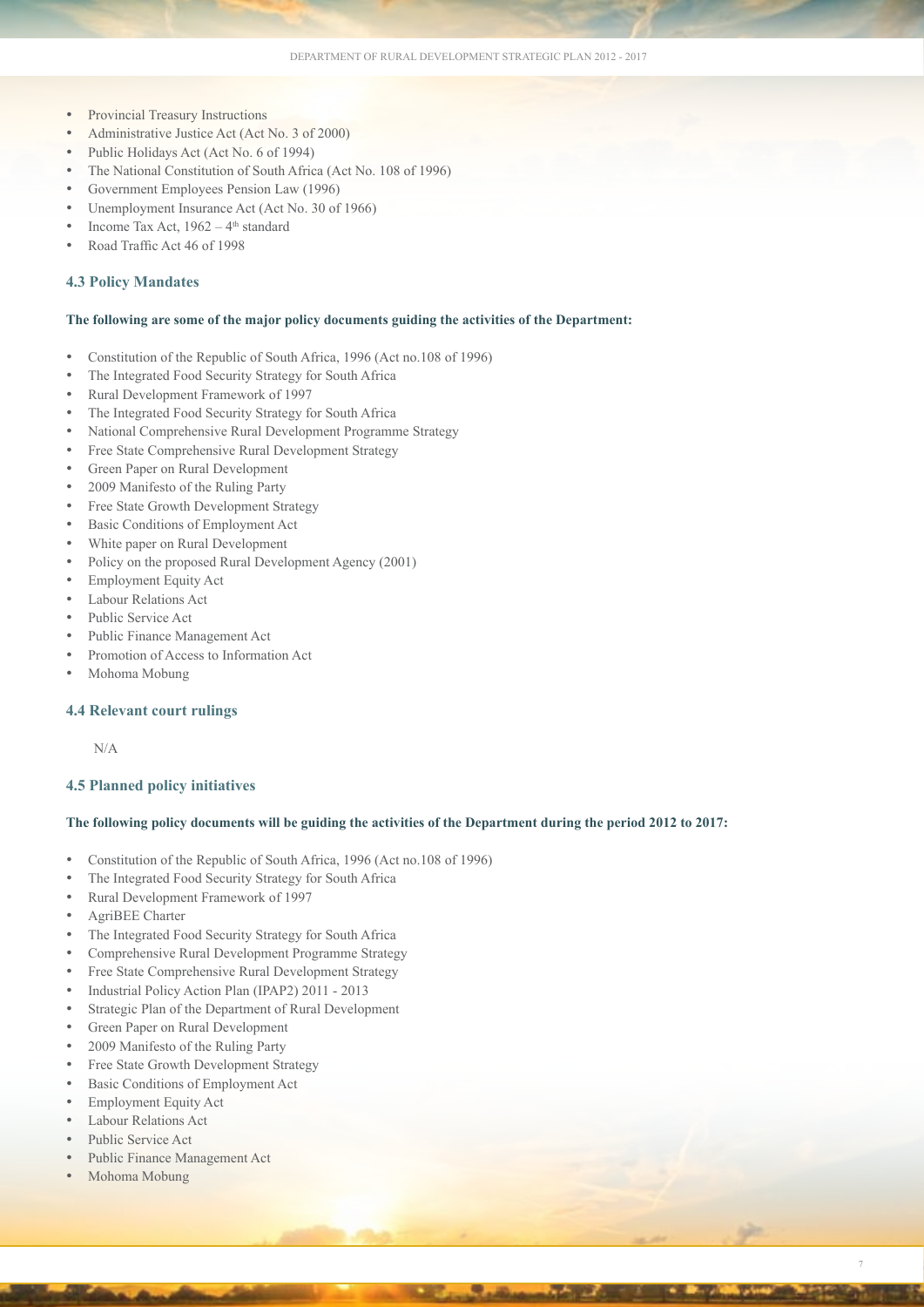- Provincial Treasury Instructions
- Administrative Justice Act (Act No. 3 of 2000)
- Public Holidays Act (Act No. 6 of 1994)
- The National Constitution of South Africa (Act No. 108 of 1996)
- Government Employees Pension Law (1996)
- Unemployment Insurance Act (Act No. 30 of 1966)
- Income Tax Act, 1962 – 4th standard
- Road Traffic Act 46 of 1998

### 4.3 Policy Mandates

**The following are some of the major policy documents guiding the activities of the Department:**

- Constitution of the Republic of South Africa, 1996 (Act no.108 of 1996)
- The Integrated Food Security Strategy for South Africa
- Rural Development Framework of 1997
- The Integrated Food Security Strategy for South Africa
- National Comprehensive Rural Development Programme Strategy
- Free State Comprehensive Rural Development Strategy
- Green Paper on Rural Development
- 2009 Manifesto of the Ruling Party
- Free State Growth Development Strategy
- Basic Conditions of Employment Act
- White paper on Rural Development
- Policy on the proposed Rural Development Agency (2001)
- Employment Equity Act
- Labour Relations Act
- Public Service Act
- Public Finance Management Act
- Promotion of Access to Information Act
- Mohoma Mobung

### 4.4 Relevant court rulings

N/A

### 4.5 Planned policy initiatives

**The following policy documents will be guiding the activities of the Department during the period 2012 to 2017:**

- Constitution of the Republic of South Africa, 1996 (Act no.108 of 1996)
- The Integrated Food Security Strategy for South Africa
- Rural Development Framework of 1997
- AgriBEE Charter
- The Integrated Food Security Strategy for South Africa
- Comprehensive Rural Development Programme Strategy
- Free State Comprehensive Rural Development Strategy
- Industrial Policy Action Plan (IPAP2) 2011 - 2013
- Strategic Plan of the Department of Rural Development
- Green Paper on Rural Development
- 2009 Manifesto of the Ruling Party
- Free State Growth Development Strategy
- Basic Conditions of Employment Act
- Employment Equity Act
- Labour Relations Act
- Public Service Act
- Public Finance Management Act
- Mohoma Mobung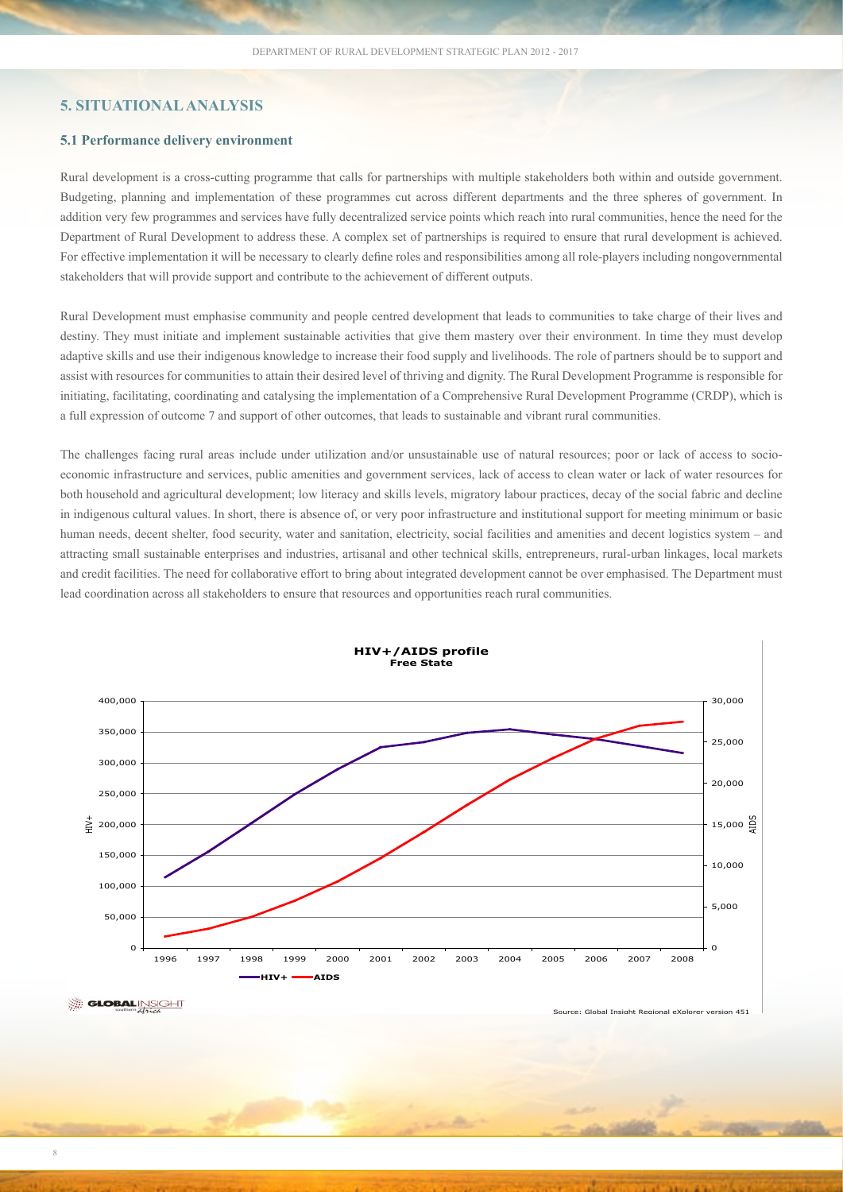## 5. SITUATIONAL ANALYSIS

### 5.1 Performance delivery environment

Rural development is a cross-cutting programme that calls for partnerships with multiple stakeholders both within and outside government. Budgeting, planning and implementation of these programmes cut across different departments and the three spheres of government. In addition very few programmes and services have fully decentralized service points which reach into rural communities, hence the need for the Department of Rural Development to address these. A complex set of partnerships is required to ensure that rural development is achieved. For effective implementation it will be necessary to clearly define roles and responsibilities among all role-players including nongovernmental stakeholders that will provide support and contribute to the achievement of different outputs.

Rural Development must emphasise community and people centred development that leads to communities to take charge of their lives and destiny. They must initiate and implement sustainable activities that give them mastery over their environment. In time they must develop adaptive skills and use their indigenous knowledge to increase their food supply and livelihoods. The role of partners should be to support and assist with resources for communities to attain their desired level of thriving and dignity. The Rural Development Programme is responsible for initiating, facilitating, coordinating and catalysing the implementation of a Comprehensive Rural Development Programme (CRDP), which is a full expression of outcome 7 and support of other outcomes, that leads to sustainable and vibrant rural communities.

The challenges facing rural areas include under utilization and/or unsustainable use of natural resources; poor or lack of access to socio-economic infrastructure and services, public amenities and government services, lack of access to clean water or lack of water resources for both household and agricultural development; low literacy and skills levels, migratory labour practices, decay of the social fabric and decline in indigenous cultural values. In short, there is absence of, or very poor infrastructure and institutional support for meeting minimum or basic human needs, decent shelter, food security, water and sanitation, electricity, social facilities and amenities and decent logistics system – and attracting small sustainable enterprises and industries, artisanal and other technical skills, entrepreneurs, rural-urban linkages, local markets and credit facilities. The need for collaborative effort to bring about integrated development cannot be over emphasised. The Department must lead coordination across all stakeholders to ensure that resources and opportunities reach rural communities.

**HIV+/AIDS profile**
**Free State**

Source: Global Insight Regional eXplorer version 451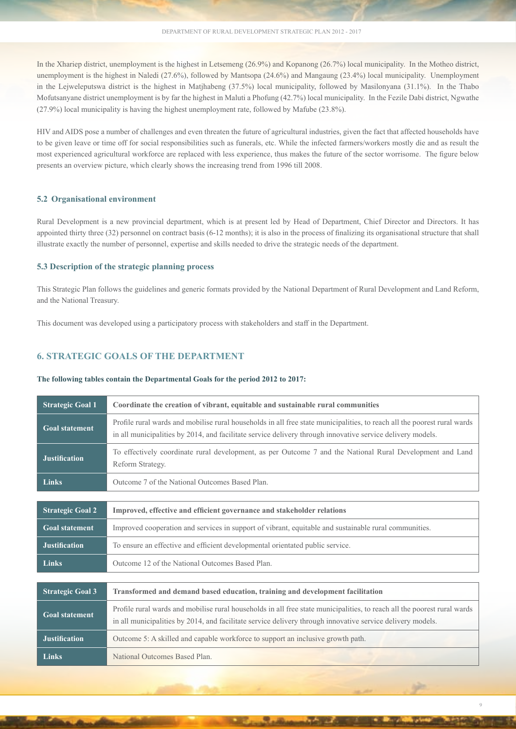In the Xhariep district, unemployment is the highest in Letsemeng (26.9%) and Kopanong (26.7%) local municipality. In the Motheo district, unemployment is the highest in Naledi (27.6%), followed by Mantsopa (24.6%) and Mangaung (23.4%) local municipality. Unemployment in the Lejweleputswa district is the highest in Matjhabeng (37.5%) local municipality, followed by Masilonyana (31.1%). In the Thabo Mofutsanyane district unemployment is by far the highest in Maluti a Phofung (42.7%) local municipality. In the Fezile Dabi district, Ngwathe (27.9%) local municipality is having the highest unemployment rate, followed by Mafube (23.8%).

HIV and AIDS pose a number of challenges and even threaten the future of agricultural industries, given the fact that affected households have to be given leave or time off for social responsibilities such as funerals, etc. While the infected farmers/workers mostly die and as result the most experienced agricultural workforce are replaced with less experience, thus makes the future of the sector worrisome. The figure below presents an overview picture, which clearly shows the increasing trend from 1996 till 2008.

### 5.2 Organisational environment

Rural Development is a new provincial department, which is at present led by Head of Department, Chief Director and Directors. It has appointed thirty three (32) personnel on contract basis (6-12 months); it is also in the process of finalizing its organisational structure that shall illustrate exactly the number of personnel, expertise and skills needed to drive the strategic needs of the department.

### 5.3 Description of the strategic planning process

This Strategic Plan follows the guidelines and generic formats provided by the National Department of Rural Development and Land Reform, and the National Treasury.

This document was developed using a participatory process with stakeholders and staff in the Department.

## 6. STRATEGIC GOALS OF THE DEPARTMENT

**The following tables contain the Departmental Goals for the period 2012 to 2017:**

| Strategic Goal 1 | Coordinate the creation of vibrant, equitable and sustainable rural communities |
|---|---|
| Goal statement | Profile rural wards and mobilise rural households in all free state municipalities, to reach all the poorest rural wards in all municipalities by 2014, and facilitate service delivery through innovative service delivery models. |
| Justification | To effectively coordinate rural development, as per Outcome 7 and the National Rural Development and Land Reform Strategy. |
| Links | Outcome 7 of the National Outcomes Based Plan. |

| Strategic Goal 2 | Improved, effective and efficient governance and stakeholder relations |
|---|---|
| Goal statement | Improved cooperation and services in support of vibrant, equitable and sustainable rural communities. |
| Justification | To ensure an effective and efficient developmental orientated public service. |
| Links | Outcome 12 of the National Outcomes Based Plan. |

| Strategic Goal 3 | Transformed and demand based education, training and development facilitation |
|---|---|
| Goal statement | Profile rural wards and mobilise rural households in all free state municipalities, to reach all the poorest rural wards in all municipalities by 2014, and facilitate service delivery through innovative service delivery models. |
| Justification | Outcome 5: A skilled and capable workforce to support an inclusive growth path. |
| Links | National Outcomes Based Plan. |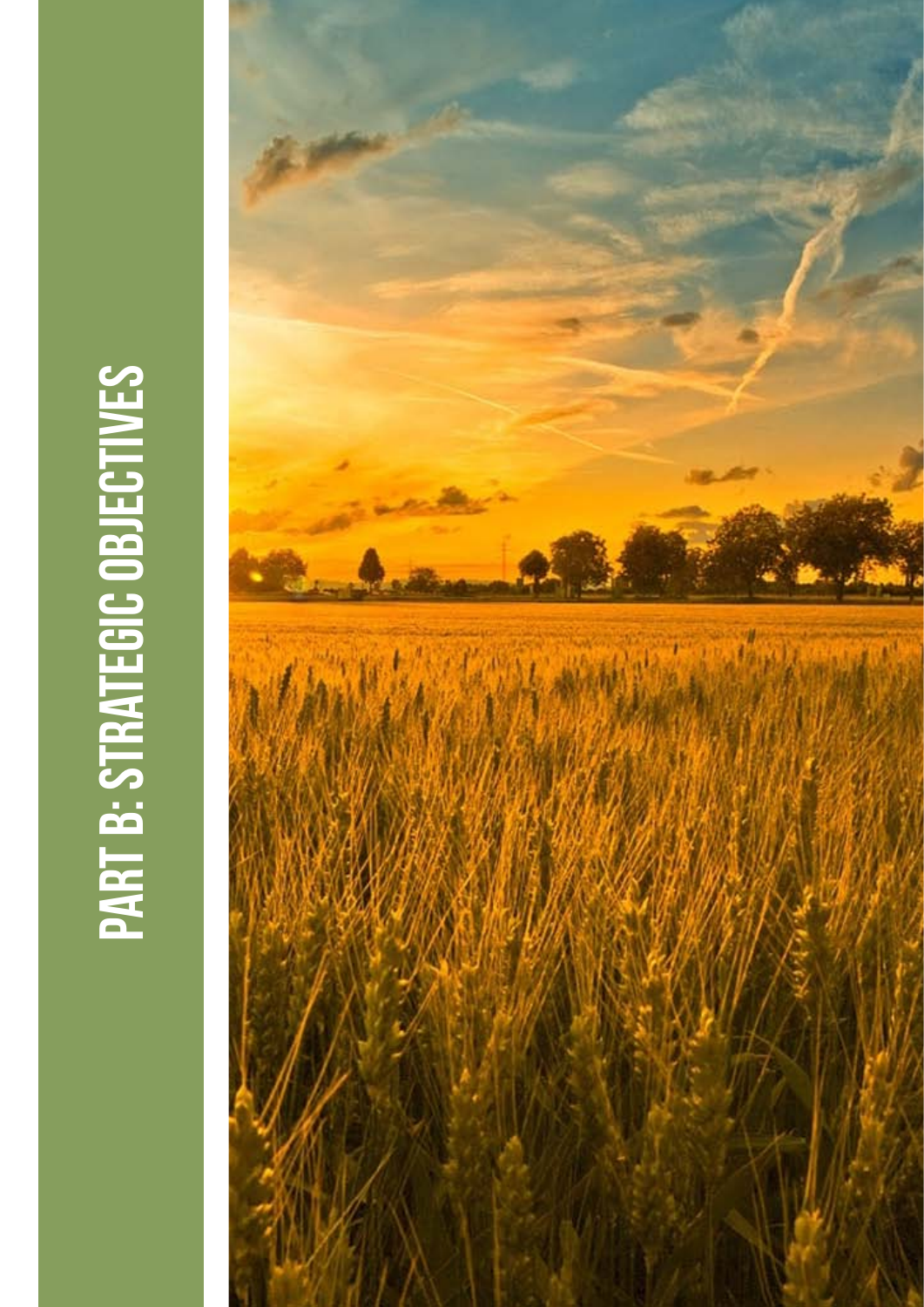# PART B: STRATEGIC OBJECTIVES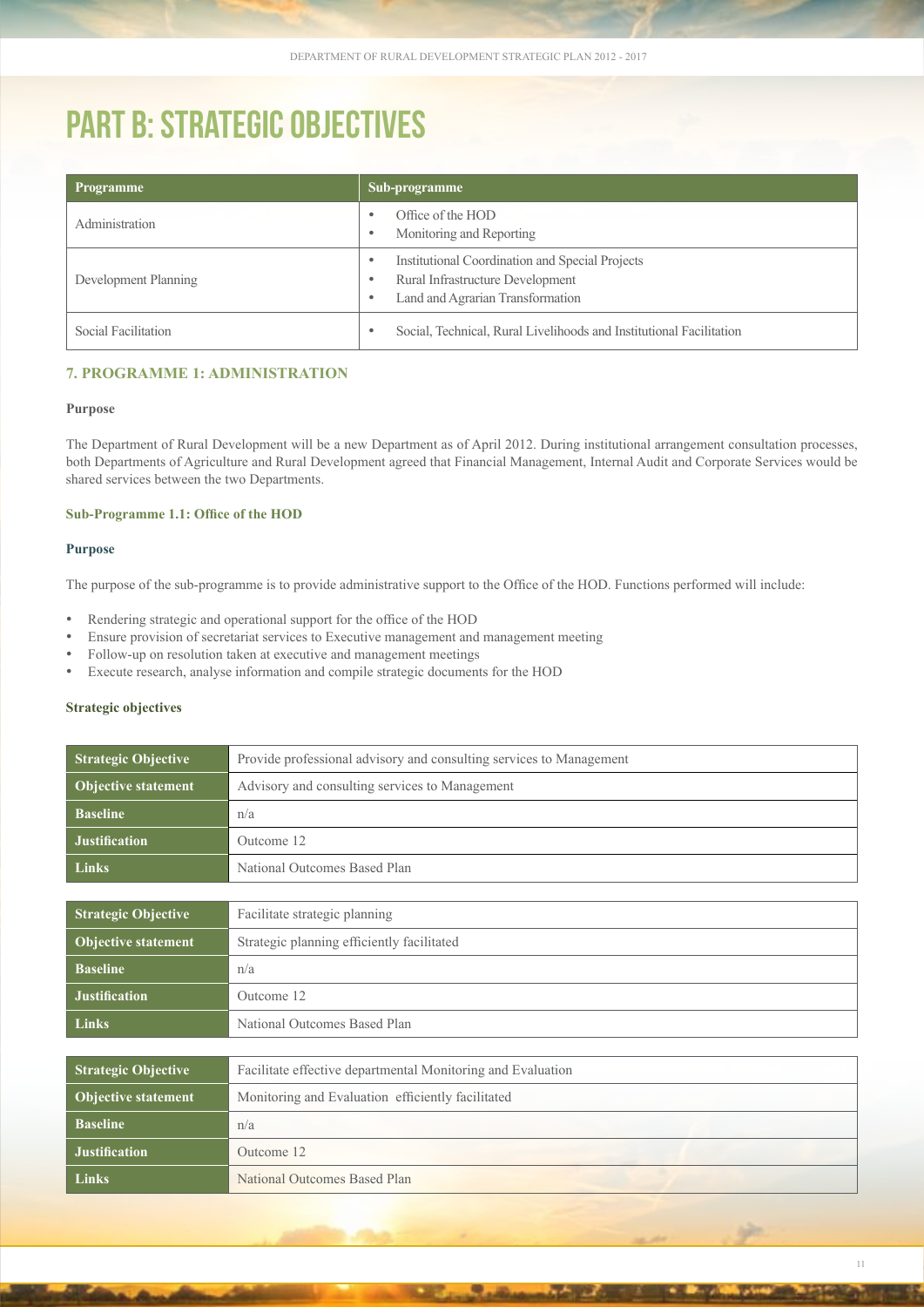# PART B: STRATEGIC OBJECTIVES

| Programme | Sub-programme |
| --- | --- |
| Administration | • Office of the HOD<br>• Monitoring and Reporting |
| Development Planning | • Institutional Coordination and Special Projects<br>• Rural Infrastructure Development<br>• Land and Agrarian Transformation |
| Social Facilitation | • Social, Technical, Rural Livelihoods and Institutional Facilitation |

## 7. PROGRAMME 1: ADMINISTRATION

**Purpose**

The Department of Rural Development will be a new Department as of April 2012. During institutional arrangement consultation processes, both Departments of Agriculture and Rural Development agreed that Financial Management, Internal Audit and Corporate Services would be shared services between the two Departments.

### Sub-Programme 1.1: Office of the HOD

**Purpose**

The purpose of the sub-programme is to provide administrative support to the Office of the HOD. Functions performed will include:

- Rendering strategic and operational support for the office of the HOD
- Ensure provision of secretariat services to Executive management and management meeting
- Follow-up on resolution taken at executive and management meetings
- Execute research, analyse information and compile strategic documents for the HOD

**Strategic objectives**

| Strategic Objective | Provide professional advisory and consulting services to Management |
| --- | --- |
| Objective statement | Advisory and consulting services to Management |
| Baseline | n/a |
| Justification | Outcome 12 |
| Links | National Outcomes Based Plan |

| Strategic Objective | Facilitate strategic planning |
| --- | --- |
| Objective statement | Strategic planning efficiently facilitated |
| Baseline | n/a |
| Justification | Outcome 12 |
| Links | National Outcomes Based Plan |

| Strategic Objective | Facilitate effective departmental Monitoring and Evaluation |
| --- | --- |
| Objective statement | Monitoring and Evaluation efficiently facilitated |
| Baseline | n/a |
| Justification | Outcome 12 |
| Links | National Outcomes Based Plan |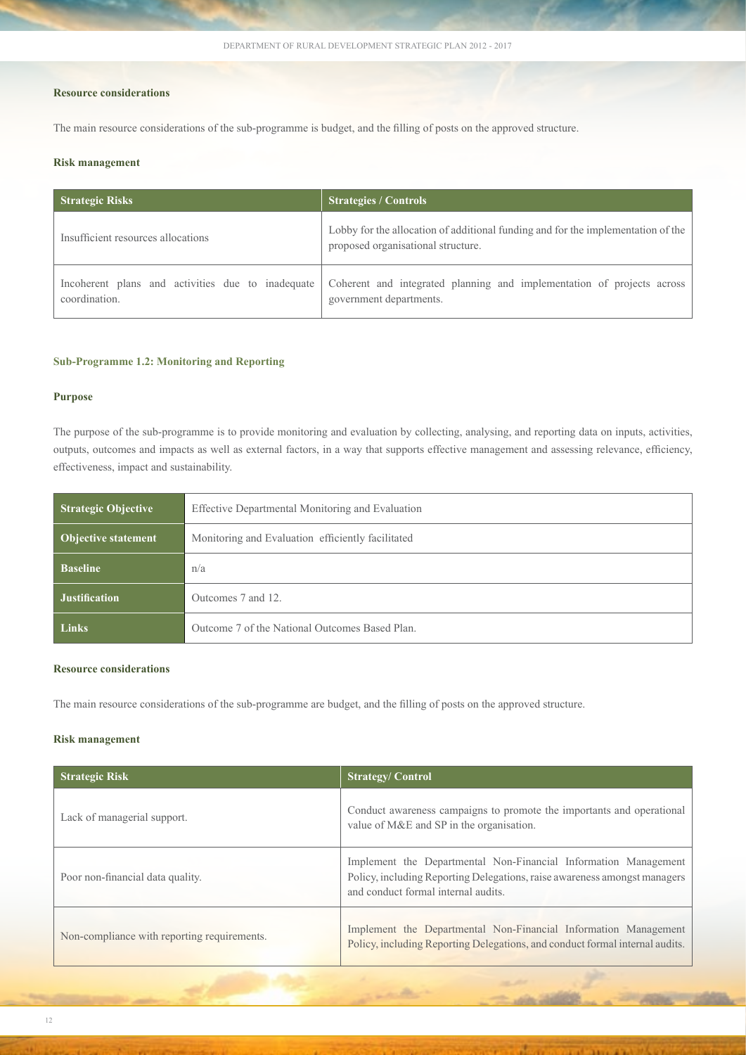**Resource considerations**

The main resource considerations of the sub-programme is budget, and the filling of posts on the approved structure.

**Risk management**

| Strategic Risks | Strategies / Controls |
|---|---|
| Insufficient resources allocations | Lobby for the allocation of additional funding and for the implementation of the proposed organisational structure. |
| Incoherent plans and activities due to inadequate coordination. | Coherent and integrated planning and implementation of projects across government departments. |

**Sub-Programme 1.2: Monitoring and Reporting**

**Purpose**

The purpose of the sub-programme is to provide monitoring and evaluation by collecting, analysing, and reporting data on inputs, activities, outputs, outcomes and impacts as well as external factors, in a way that supports effective management and assessing relevance, efficiency, effectiveness, impact and sustainability.

| Strategic Objective | Effective Departmental Monitoring and Evaluation |
|---|---|
| Objective statement | Monitoring and Evaluation efficiently facilitated |
| Baseline | n/a |
| Justification | Outcomes 7 and 12. |
| Links | Outcome 7 of the National Outcomes Based Plan. |

**Resource considerations**

The main resource considerations of the sub-programme are budget, and the filling of posts on the approved structure.

**Risk management**

| Strategic Risk | Strategy/ Control |
|---|---|
| Lack of managerial support. | Conduct awareness campaigns to promote the importants and operational value of M&E and SP in the organisation. |
| Poor non-financial data quality. | Implement the Departmental Non-Financial Information Management Policy, including Reporting Delegations, raise awareness amongst managers and conduct formal internal audits. |
| Non-compliance with reporting requirements. | Implement the Departmental Non-Financial Information Management Policy, including Reporting Delegations, and conduct formal internal audits. |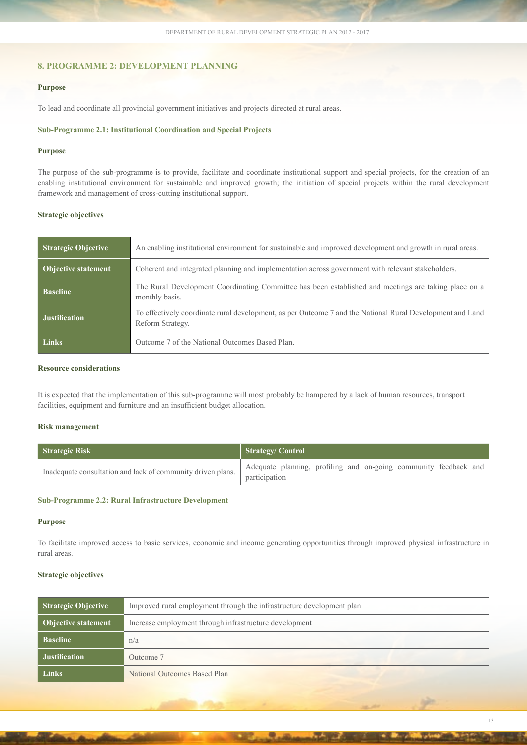## 8. PROGRAMME 2: DEVELOPMENT PLANNING

**Purpose**

To lead and coordinate all provincial government initiatives and projects directed at rural areas.

### Sub-Programme 2.1: Institutional Coordination and Special Projects

**Purpose**

The purpose of the sub-programme is to provide, facilitate and coordinate institutional support and special projects, for the creation of an enabling institutional environment for sustainable and improved growth; the initiation of special projects within the rural development framework and management of cross-cutting institutional support.

**Strategic objectives**

| | |
|---|---|
| **Strategic Objective** | An enabling institutional environment for sustainable and improved development and growth in rural areas. |
| **Objective statement** | Coherent and integrated planning and implementation across government with relevant stakeholders. |
| **Baseline** | The Rural Development Coordinating Committee has been established and meetings are taking place on a monthly basis. |
| **Justification** | To effectively coordinate rural development, as per Outcome 7 and the National Rural Development and Land Reform Strategy. |
| **Links** | Outcome 7 of the National Outcomes Based Plan. |

**Resource considerations**

It is expected that the implementation of this sub-programme will most probably be hampered by a lack of human resources, transport facilities, equipment and furniture and an insufficient budget allocation.

**Risk management**

| Strategic Risk | Strategy/ Control |
|---|---|
| Inadequate consultation and lack of community driven plans. | Adequate planning, profiling and on-going community feedback and participation |

### Sub-Programme 2.2: Rural Infrastructure Development

**Purpose**

To facilitate improved access to basic services, economic and income generating opportunities through improved physical infrastructure in rural areas.

**Strategic objectives**

| | |
|---|---|
| **Strategic Objective** | Improved rural employment through the infrastructure development plan |
| **Objective statement** | Increase employment through infrastructure development |
| **Baseline** | n/a |
| **Justification** | Outcome 7 |
| **Links** | National Outcomes Based Plan |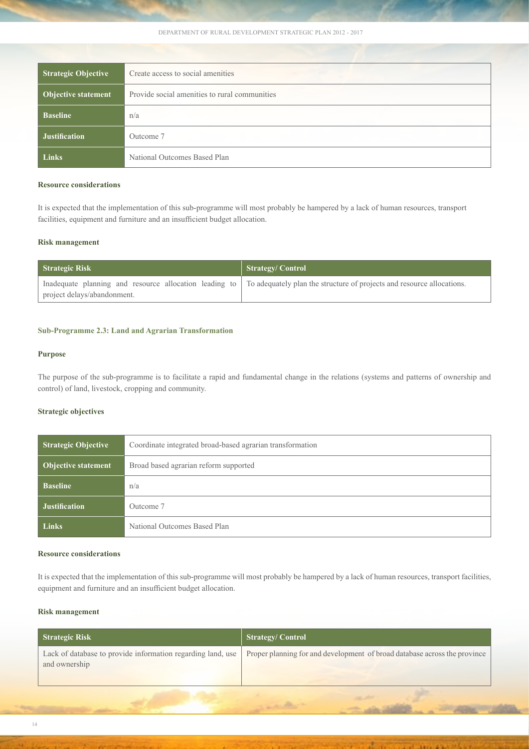| Strategic Objective | Create access to social amenities |
|---|---|
| Objective statement | Provide social amenities to rural communities |
| Baseline | n/a |
| Justification | Outcome 7 |
| Links | National Outcomes Based Plan |

#### Resource considerations

It is expected that the implementation of this sub-programme will most probably be hampered by a lack of human resources, transport facilities, equipment and furniture and an insufficient budget allocation.

#### Risk management

| Strategic Risk | Strategy/ Control |
|---|---|
| Inadequate planning and resource allocation leading to project delays/abandonment. | To adequately plan the structure of projects and resource allocations. |

### Sub-Programme 2.3: Land and Agrarian Transformation

#### Purpose

The purpose of the sub-programme is to facilitate a rapid and fundamental change in the relations (systems and patterns of ownership and control) of land, livestock, cropping and community.

#### Strategic objectives

| Strategic Objective | Coordinate integrated broad-based agrarian transformation |
|---|---|
| Objective statement | Broad based agrarian reform supported |
| Baseline | n/a |
| Justification | Outcome 7 |
| Links | National Outcomes Based Plan |

#### Resource considerations

It is expected that the implementation of this sub-programme will most probably be hampered by a lack of human resources, transport facilities, equipment and furniture and an insufficient budget allocation.

#### Risk management

| Strategic Risk | Strategy/ Control |
|---|---|
| Lack of database to provide information regarding land, use and ownership | Proper planning for and development of broad database across the province |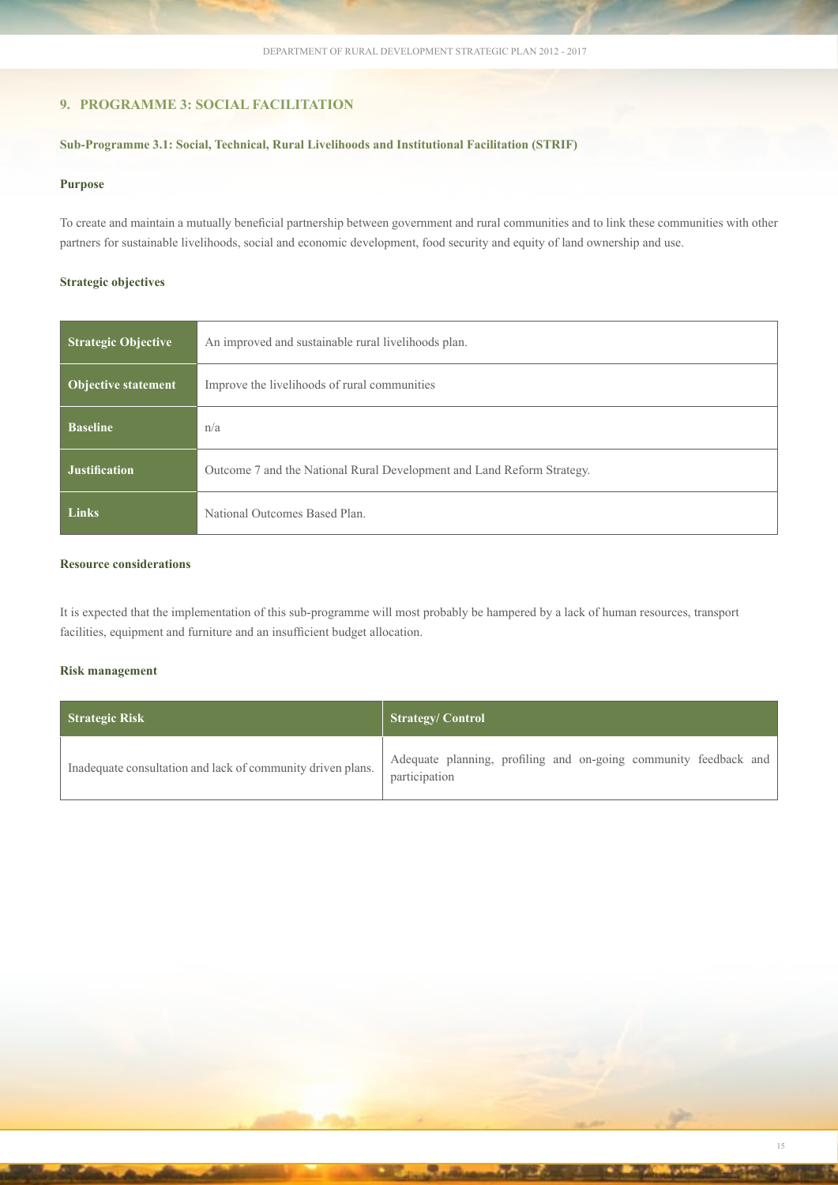## 9. PROGRAMME 3: SOCIAL FACILITATION

### Sub-Programme 3.1: Social, Technical, Rural Livelihoods and Institutional Facilitation (STRIF)

#### Purpose

To create and maintain a mutually beneficial partnership between government and rural communities and to link these communities with other partners for sustainable livelihoods, social and economic development, food security and equity of land ownership and use.

#### Strategic objectives

| | |
|---|---|
| **Strategic Objective** | An improved and sustainable rural livelihoods plan. |
| **Objective statement** | Improve the livelihoods of rural communities |
| **Baseline** | n/a |
| **Justification** | Outcome 7 and the National Rural Development and Land Reform Strategy. |
| **Links** | National Outcomes Based Plan. |

#### Resource considerations

It is expected that the implementation of this sub-programme will most probably be hampered by a lack of human resources, transport facilities, equipment and furniture and an insufficient budget allocation.

#### Risk management

| Strategic Risk | Strategy/ Control |
|---|---|
| Inadequate consultation and lack of community driven plans. | Adequate planning, profiling and on-going community feedback and participation |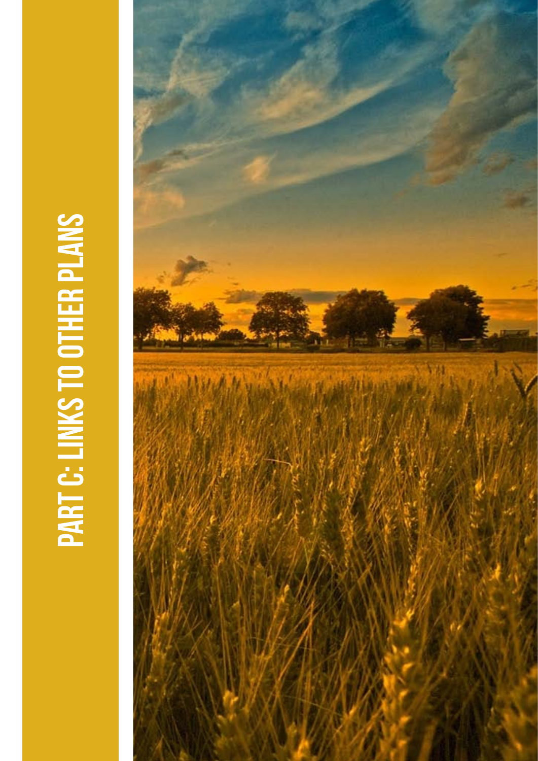# PART C: LINKS TO OTHER PLANS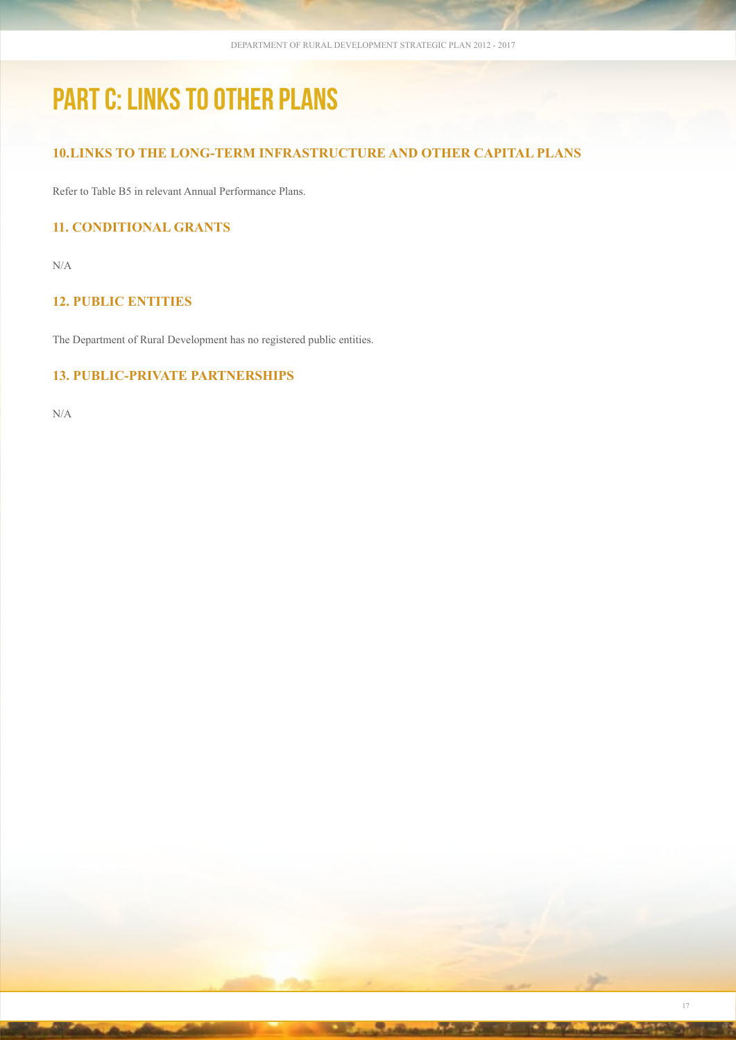# PART C: LINKS TO OTHER PLANS

## 10. LINKS TO THE LONG-TERM INFRASTRUCTURE AND OTHER CAPITAL PLANS

Refer to Table B5 in relevant Annual Performance Plans.

## 11. CONDITIONAL GRANTS

N/A

## 12. PUBLIC ENTITIES

The Department of Rural Development has no registered public entities.

## 13. PUBLIC-PRIVATE PARTNERSHIPS

N/A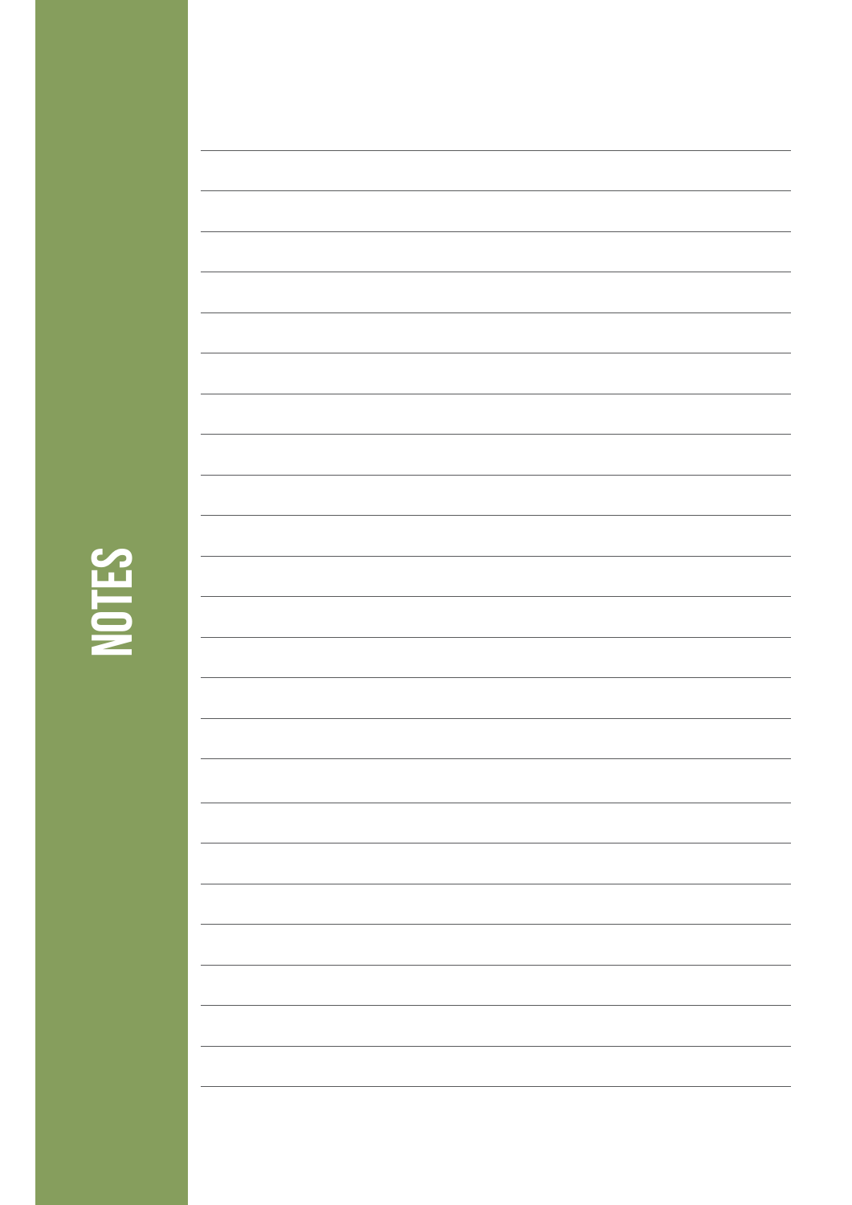# NOTES